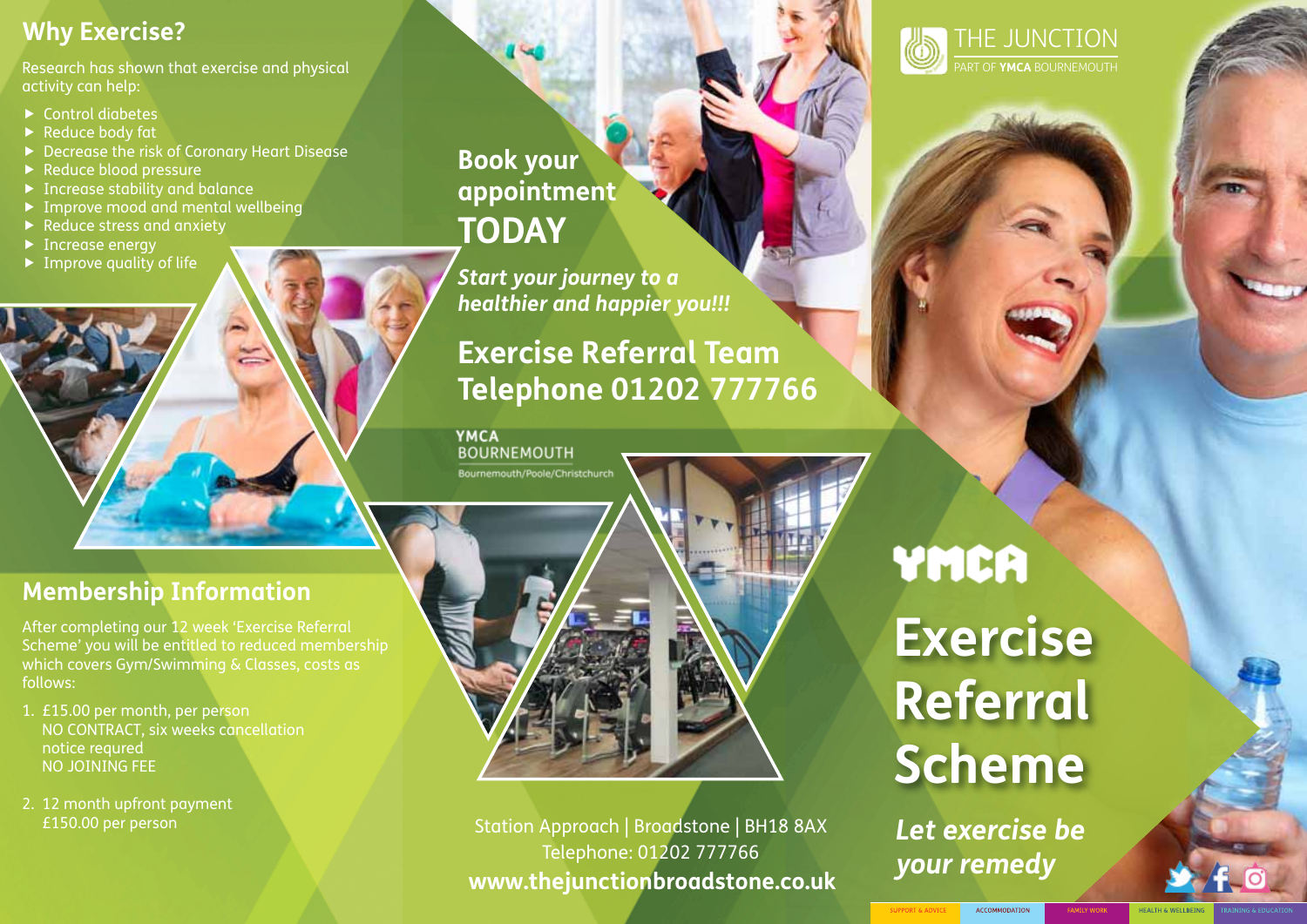## Why Exercise?

Research has shown that exercise and physical activity can help:

- Control diabetes
- Reduce body fat
- Decrease the risk of Coronary Heart Disease
- Reduce blood pressure
- Increase stability and balance
- Improve mood and mental wellbeing
- Reduce stress and anxiety
- Increase energy
- Improve quality of life

## Membership Information

After completing our 12 week 'Exercise Referral Scheme' you will be entitled to reduced membership which covers Gym/Swimming & Classes, costs as follows:

1. £15.00 per month, per person
   NO CONTRACT, six weeks cancellation notice requred
   NO JOINING FEE
2. 12 month upfront payment
   £150.00 per person

## Book your appointment TODAY

***Start your journey to a healthier and happier you!!!***

## Exercise Referral Team Telephone 01202 777766

YMCA BOURNEMOUTH
Bournemouth/Poole/Christchurch

Station Approach | Broadstone | BH18 8AX
Telephone: 01202 777766
**www.thejunctionbroadstone.co.uk**

THE JUNCTION
PART OF **YMCA** BOURNEMOUTH

YMCA

# Exercise Referral Scheme

***Let exercise be your remedy***

SUPPORT & ADVICE | ACCOMMODATION | FAMILY WORK | HEALTH & WELLBEING | TRAINING & EDUCATION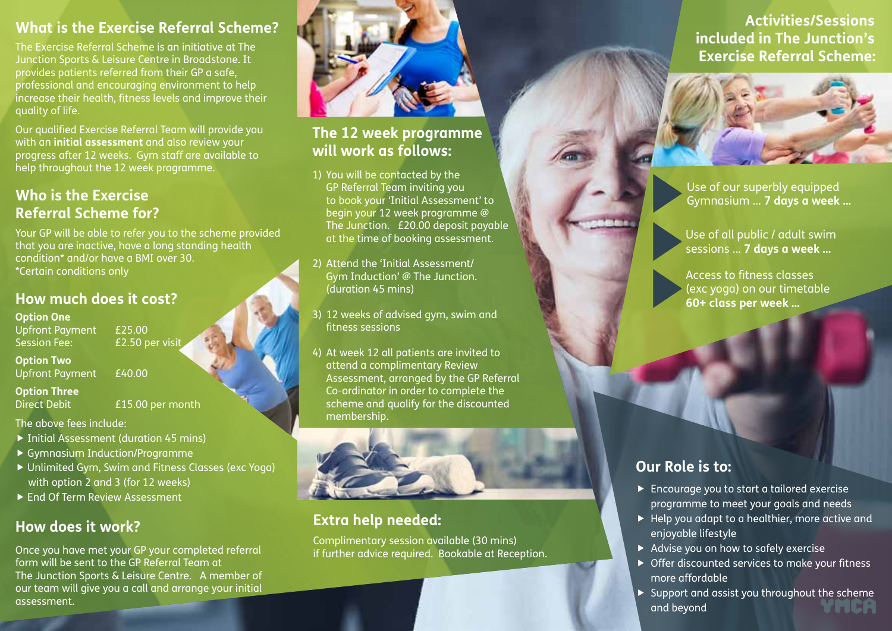## What is the Exercise Referral Scheme?

The Exercise Referral Scheme is an initiative at The Junction Sports & Leisure Centre in Broadstone. It provides patients referred from their GP a safe, professional and encouraging environment to help increase their health, fitness levels and improve their quality of life.

Our qualified Exercise Referral Team will provide you with an **initial assessment** and also review your progress after 12 weeks. Gym staff are available to help throughout the 12 week programme.

## Who is the Exercise Referral Scheme for?

Your GP will be able to refer you to the scheme provided that you are inactive, have a long standing health condition* and/or have a BMI over 30.
*Certain conditions only

## How much does it cost?

**Option One**
Upfront Payment £25.00
Session Fee: £2.50 per visit

**Option Two**
Upfront Payment £40.00

**Option Three**
Direct Debit £15.00 per month

The above fees include:

- Initial Assessment (duration 45 mins)
- Gymnasium Induction/Programme
- Unlimited Gym, Swim and Fitness Classes (exc Yoga) with option 2 and 3 (for 12 weeks)
- End Of Term Review Assessment

## How does it work?

Once you have met your GP your completed referral form will be sent to the GP Referral Team at The Junction Sports & Leisure Centre. A member of our team will give you a call and arrange your initial assessment.

## The 12 week programme will work as follows:

1) You will be contacted by the GP Referral Team inviting you to book your 'Initial Assessment' to begin your 12 week programme @ The Junction. £20.00 deposit payable at the time of booking assessment.
2) Attend the 'Initial Assessment/ Gym Induction' @ The Junction. (duration 45 mins)
3) 12 weeks of advised gym, swim and fitness sessions
4) At week 12 all patients are invited to attend a complimentary Review Assessment, arranged by the GP Referral Co-ordinator in order to complete the scheme and qualify for the discounted membership.

## Extra help needed:

Complimentary session available (30 mins) if further advice required. Bookable at Reception.

## Activities/Sessions included in The Junction's Exercise Referral Scheme:

- Use of our superbly equipped Gymnasium ... **7 days a week ...**
- Use of all public / adult swim sessions ... **7 days a week ...**
- Access to fitness classes (exc yoga) on our timetable **60+ class per week ...**

## Our Role is to:

- Encourage you to start a tailored exercise programme to meet your goals and needs
- Help you adapt to a healthier, more active and enjoyable lifestyle
- Advise you on how to safely exercise
- Offer discounted services to make your fitness more affordable
- Support and assist you throughout the scheme and beyond

YMCA